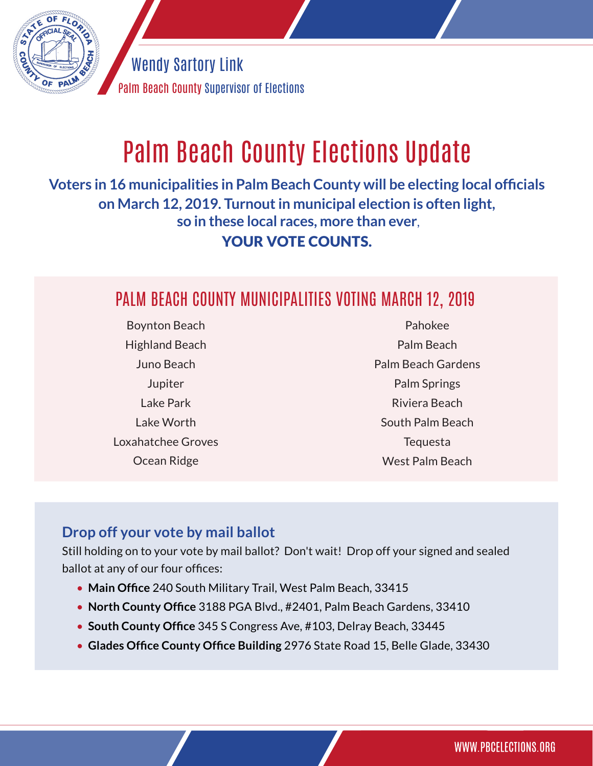Wendy Sartory Link

Palm Beach County Supervisor of Elections

# Palm Beach County Elections Update

**Voters in 16 municipalities in Palm Beach County will be electing local officials on March 12, 2019. Turnout in municipal election is often light, so in these local races, more than ever,**

**YOUR VOTE COUNTS.**

## PALM BEACH COUNTY MUNICIPALITIES VOTING MARCH 12, 2019

- Boynton Beach
- Highland Beach
- Juno Beach
- Jupiter
- Lake Park
- Lake Worth
- Loxahatchee Groves
- Ocean Ridge
- Pahokee
- Palm Beach
- Palm Beach Gardens
- Palm Springs
- Riviera Beach
- South Palm Beach
- Tequesta
- West Palm Beach

### Drop off your vote by mail ballot

Still holding on to your vote by mail ballot? Don't wait! Drop off your signed and sealed ballot at any of our four offices:

- **Main Office** 240 South Military Trail, West Palm Beach, 33415
- **North County Office** 3188 PGA Blvd., #2401, Palm Beach Gardens, 33410
- **South County Office** 345 S Congress Ave, #103, Delray Beach, 33445
- **Glades Office County Office Building** 2976 State Road 15, Belle Glade, 33430

WWW.PBCELECTIONS.ORG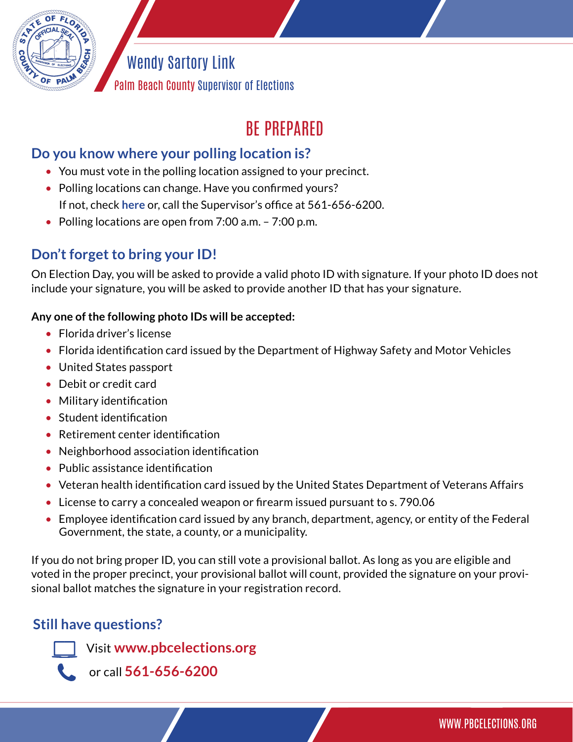Wendy Sartory Link

Palm Beach County Supervisor of Elections

# BE PREPARED

## Do you know where your polling location is?

- You must vote in the polling location assigned to your precinct.
- Polling locations can change. Have you confirmed yours? If not, check **here** or, call the Supervisor's office at 561-656-6200.
- Polling locations are open from 7:00 a.m. – 7:00 p.m.

## Don't forget to bring your ID!

On Election Day, you will be asked to provide a valid photo ID with signature. If your photo ID does not include your signature, you will be asked to provide another ID that has your signature.

**Any one of the following photo IDs will be accepted:**

- Florida driver's license
- Florida identification card issued by the Department of Highway Safety and Motor Vehicles
- United States passport
- Debit or credit card
- Military identification
- Student identification
- Retirement center identification
- Neighborhood association identification
- Public assistance identification
- Veteran health identification card issued by the United States Department of Veterans Affairs
- License to carry a concealed weapon or firearm issued pursuant to s. 790.06
- Employee identification card issued by any branch, department, agency, or entity of the Federal Government, the state, a county, or a municipality.

If you do not bring proper ID, you can still vote a provisional ballot. As long as you are eligible and voted in the proper precinct, your provisional ballot will count, provided the signature on your provisional ballot matches the signature in your registration record.

## Still have questions?

Visit **www.pbcelections.org**

or call **561-656-6200**